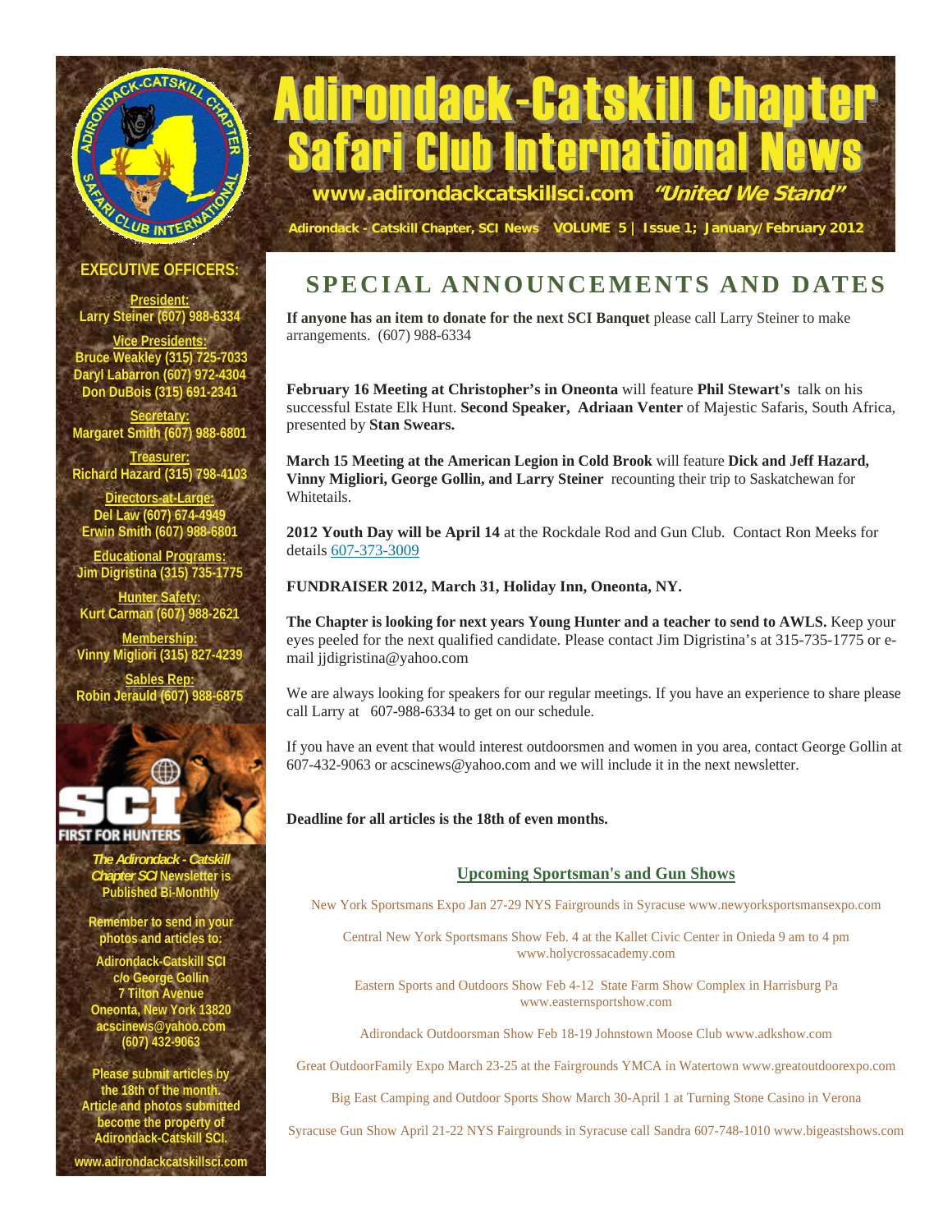# Adirondack-Catskill Chapter Safari Club International News

www.adirondackcatskillsci.com *"United We Stand"*

Adirondack - Catskill Chapter, SCI News VOLUME 5 | Issue 1; January/February 2012

## EXECUTIVE OFFICERS:

**President:**
Larry Steiner (607) 988-6334

**Vice Presidents:**
Bruce Weakley (315) 725-7033
Daryl Labarron (607) 972-4304
Don DuBois (315) 691-2341

**Secretary:**
Margaret Smith (607) 988-6801

**Treasurer:**
Richard Hazard (315) 798-4103

**Directors-at-Large:**
Del Law (607) 674-4949
Erwin Smith (607) 988-6801

**Educational Programs:**
Jim Digristina (315) 735-1775

**Hunter Safety:**
Kurt Carman (607) 988-2621

**Membership:**
Vinny Migliori (315) 827-4239

**Sables Rep:**
Robin Jerauld (607) 988-6875

SCI FIRST FOR HUNTERS

*The Adirondack - Catskill Chapter SCI* Newsletter is Published Bi-Monthly

Remember to send in your photos and articles to:

Adirondack-Catskill SCI
c/o George Gollin
7 Tilton Avenue
Oneonta, New York 13820
acscinews@yahoo.com
(607) 432-9063

Please submit articles by the 18th of the month. Article and photos submitted become the property of Adirondack-Catskill SCI.

www.adirondackcatskillsci.com

## SPECIAL ANNOUNCEMENTS AND DATES

**If anyone has an item to donate for the next SCI Banquet** please call Larry Steiner to make arrangements. (607) 988-6334

**February 16 Meeting at Christopher's in Oneonta** will feature **Phil Stewart's** talk on his successful Estate Elk Hunt. **Second Speaker, Adriaan Venter** of Majestic Safaris, South Africa, presented by **Stan Swears.**

**March 15 Meeting at the American Legion in Cold Brook** will feature **Dick and Jeff Hazard, Vinny Migliori, George Gollin, and Larry Steiner** recounting their trip to Saskatchewan for Whitetails.

**2012 Youth Day will be April 14** at the Rockdale Rod and Gun Club. Contact Ron Meeks for details 607-373-3009

**FUNDRAISER 2012, March 31, Holiday Inn, Oneonta, NY.**

**The Chapter is looking for next years Young Hunter and a teacher to send to AWLS.** Keep your eyes peeled for the next qualified candidate. Please contact Jim Digristina's at 315-735-1775 or e-mail jjdigristina@yahoo.com

We are always looking for speakers for our regular meetings. If you have an experience to share please call Larry at 607-988-6334 to get on our schedule.

If you have an event that would interest outdoorsmen and women in you area, contact George Gollin at 607-432-9063 or acscinews@yahoo.com and we will include it in the next newsletter.

**Deadline for all articles is the 18th of even months.**

### Upcoming Sportsman's and Gun Shows

New York Sportsmans Expo Jan 27-29 NYS Fairgrounds in Syracuse www.newyorksportsmansexpo.com

Central New York Sportsmans Show Feb. 4 at the Kallet Civic Center in Onieda 9 am to 4 pm www.holycrossacademy.com

Eastern Sports and Outdoors Show Feb 4-12 State Farm Show Complex in Harrisburg Pa www.easternsportshow.com

Adirondack Outdoorsman Show Feb 18-19 Johnstown Moose Club www.adkshow.com

Great OutdoorFamily Expo March 23-25 at the Fairgrounds YMCA in Watertown www.greatoutdoorexpo.com

Big East Camping and Outdoor Sports Show March 30-April 1 at Turning Stone Casino in Verona

Syracuse Gun Show April 21-22 NYS Fairgrounds in Syracuse call Sandra 607-748-1010 www.bigeastshows.com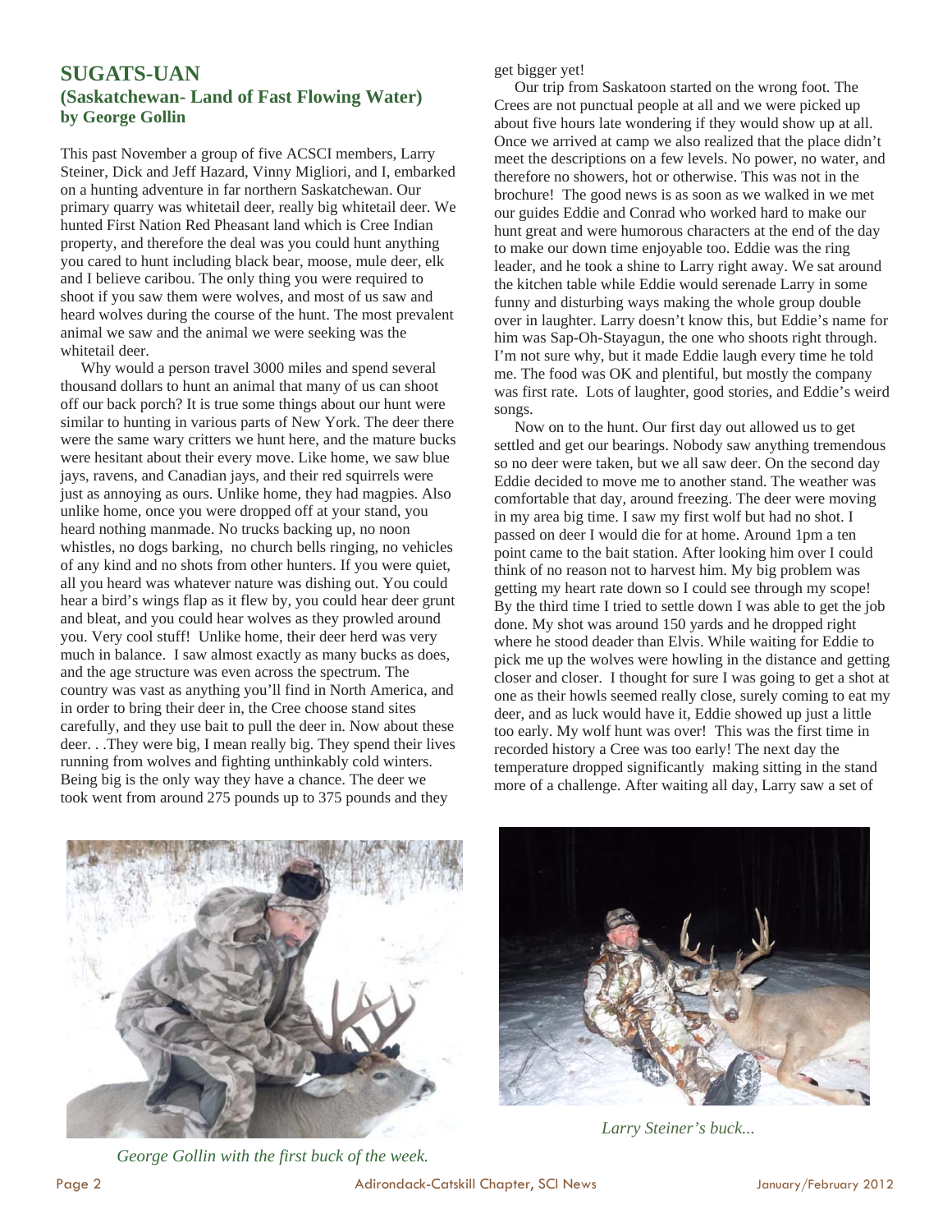## SUGATS-UAN

### (Saskatchewan- Land of Fast Flowing Water)

### by George Gollin

This past November a group of five ACSCI members, Larry Steiner, Dick and Jeff Hazard, Vinny Migliori, and I, embarked on a hunting adventure in far northern Saskatchewan. Our primary quarry was whitetail deer, really big whitetail deer. We hunted First Nation Red Pheasant land which is Cree Indian property, and therefore the deal was you could hunt anything you cared to hunt including black bear, moose, mule deer, elk and I believe caribou. The only thing you were required to shoot if you saw them were wolves, and most of us saw and heard wolves during the course of the hunt. The most prevalent animal we saw and the animal we were seeking was the whitetail deer.

Why would a person travel 3000 miles and spend several thousand dollars to hunt an animal that many of us can shoot off our back porch? It is true some things about our hunt were similar to hunting in various parts of New York. The deer there were the same wary critters we hunt here, and the mature bucks were hesitant about their every move. Like home, we saw blue jays, ravens, and Canadian jays, and their red squirrels were just as annoying as ours. Unlike home, they had magpies. Also unlike home, once you were dropped off at your stand, you heard nothing manmade. No trucks backing up, no noon whistles, no dogs barking, no church bells ringing, no vehicles of any kind and no shots from other hunters. If you were quiet, all you heard was whatever nature was dishing out. You could hear a bird's wings flap as it flew by, you could hear deer grunt and bleat, and you could hear wolves as they prowled around you. Very cool stuff! Unlike home, their deer herd was very much in balance. I saw almost exactly as many bucks as does, and the age structure was even across the spectrum. The country was vast as anything you'll find in North America, and in order to bring their deer in, the Cree choose stand sites carefully, and they use bait to pull the deer in. Now about these deer. . .They were big, I mean really big. They spend their lives running from wolves and fighting unthinkably cold winters. Being big is the only way they have a chance. The deer we took went from around 275 pounds up to 375 pounds and they get bigger yet!

Our trip from Saskatoon started on the wrong foot. The Crees are not punctual people at all and we were picked up about five hours late wondering if they would show up at all. Once we arrived at camp we also realized that the place didn't meet the descriptions on a few levels. No power, no water, and therefore no showers, hot or otherwise. This was not in the brochure! The good news is as soon as we walked in we met our guides Eddie and Conrad who worked hard to make our hunt great and were humorous characters at the end of the day to make our down time enjoyable too. Eddie was the ring leader, and he took a shine to Larry right away. We sat around the kitchen table while Eddie would serenade Larry in some funny and disturbing ways making the whole group double over in laughter. Larry doesn't know this, but Eddie's name for him was Sap-Oh-Stayagun, the one who shoots right through. I'm not sure why, but it made Eddie laugh every time he told me. The food was OK and plentiful, but mostly the company was first rate. Lots of laughter, good stories, and Eddie's weird songs.

Now on to the hunt. Our first day out allowed us to get settled and get our bearings. Nobody saw anything tremendous so no deer were taken, but we all saw deer. On the second day Eddie decided to move me to another stand. The weather was comfortable that day, around freezing. The deer were moving in my area big time. I saw my first wolf but had no shot. I passed on deer I would die for at home. Around 1pm a ten point came to the bait station. After looking him over I could think of no reason not to harvest him. My big problem was getting my heart rate down so I could see through my scope! By the third time I tried to settle down I was able to get the job done. My shot was around 150 yards and he dropped right where he stood deader than Elvis. While waiting for Eddie to pick me up the wolves were howling in the distance and getting closer and closer. I thought for sure I was going to get a shot at one as their howls seemed really close, surely coming to eat my deer, and as luck would have it, Eddie showed up just a little too early. My wolf hunt was over! This was the first time in recorded history a Cree was too early! The next day the temperature dropped significantly making sitting in the stand more of a challenge. After waiting all day, Larry saw a set of

*George Gollin with the first buck of the week.*

*Larry Steiner's buck...*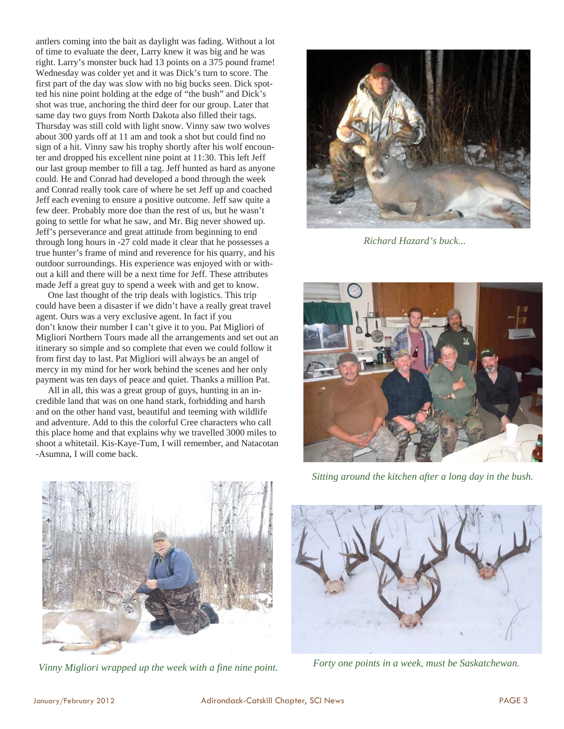antlers coming into the bait as daylight was fading. Without a lot of time to evaluate the deer, Larry knew it was big and he was right. Larry's monster buck had 13 points on a 375 pound frame! Wednesday was colder yet and it was Dick's turn to score. The first part of the day was slow with no big bucks seen. Dick spotted his nine point holding at the edge of "the bush" and Dick's shot was true, anchoring the third deer for our group. Later that same day two guys from North Dakota also filled their tags. Thursday was still cold with light snow. Vinny saw two wolves about 300 yards off at 11 am and took a shot but could find no sign of a hit. Vinny saw his trophy shortly after his wolf encounter and dropped his excellent nine point at 11:30. This left Jeff our last group member to fill a tag. Jeff hunted as hard as anyone could. He and Conrad had developed a bond through the week and Conrad really took care of where he set Jeff up and coached Jeff each evening to ensure a positive outcome. Jeff saw quite a few deer. Probably more doe than the rest of us, but he wasn't going to settle for what he saw, and Mr. Big never showed up. Jeff's perseverance and great attitude from beginning to end through long hours in -27 cold made it clear that he possesses a true hunter's frame of mind and reverence for his quarry, and his outdoor surroundings. His experience was enjoyed with or without a kill and there will be a next time for Jeff. These attributes made Jeff a great guy to spend a week with and get to know.

One last thought of the trip deals with logistics. This trip could have been a disaster if we didn't have a really great travel agent. Ours was a very exclusive agent. In fact if you don't know their number I can't give it to you. Pat Migliori of Migliori Northern Tours made all the arrangements and set out an itinerary so simple and so complete that even we could follow it from first day to last. Pat Migliori will always be an angel of mercy in my mind for her work behind the scenes and her only payment was ten days of peace and quiet. Thanks a million Pat.

All in all, this was a great group of guys, hunting in an incredible land that was on one hand stark, forbidding and harsh and on the other hand vast, beautiful and teeming with wildlife and adventure. Add to this the colorful Cree characters who call this place home and that explains why we travelled 3000 miles to shoot a whitetail. Kis-Kaye-Tum, I will remember, and Natacotan-Asumna, I will come back.

*Richard Hazard's buck...*

*Sitting around the kitchen after a long day in the bush.*

*Vinny Migliori wrapped up the week with a fine nine point.*

*Forty one points in a week, must be Saskatchewan.*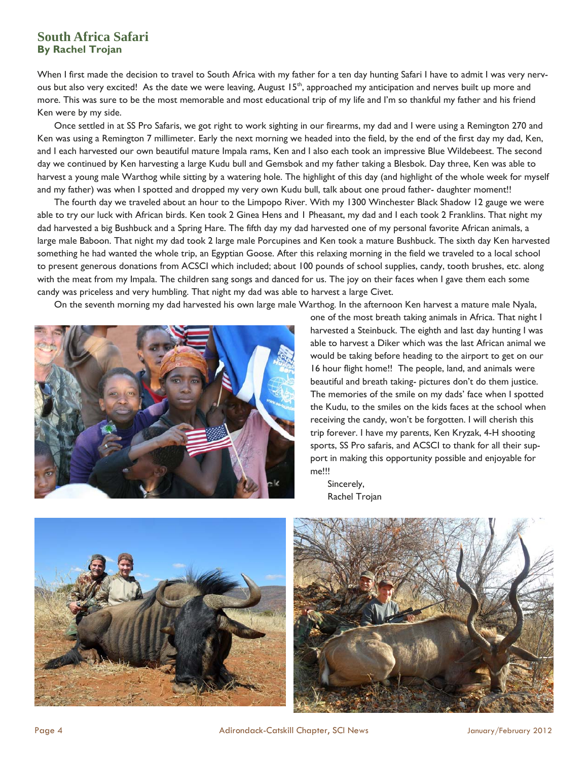# South Africa Safari
**By Rachel Trojan**

When I first made the decision to travel to South Africa with my father for a ten day hunting Safari I have to admit I was very nervous but also very excited! As the date we were leaving, August 15th, approached my anticipation and nerves built up more and more. This was sure to be the most memorable and most educational trip of my life and I'm so thankful my father and his friend Ken were by my side.

Once settled in at SS Pro Safaris, we got right to work sighting in our firearms, my dad and I were using a Remington 270 and Ken was using a Remington 7 millimeter. Early the next morning we headed into the field, by the end of the first day my dad, Ken, and I each harvested our own beautiful mature Impala rams, Ken and I also each took an impressive Blue Wildebeest. The second day we continued by Ken harvesting a large Kudu bull and Gemsbok and my father taking a Blesbok. Day three, Ken was able to harvest a young male Warthog while sitting by a watering hole. The highlight of this day (and highlight of the whole week for myself and my father) was when I spotted and dropped my very own Kudu bull, talk about one proud father- daughter moment!!

The fourth day we traveled about an hour to the Limpopo River. With my 1300 Winchester Black Shadow 12 gauge we were able to try our luck with African birds. Ken took 2 Ginea Hens and 1 Pheasant, my dad and I each took 2 Franklins. That night my dad harvested a big Bushbuck and a Spring Hare. The fifth day my dad harvested one of my personal favorite African animals, a large male Baboon. That night my dad took 2 large male Porcupines and Ken took a mature Bushbuck. The sixth day Ken harvested something he had wanted the whole trip, an Egyptian Goose. After this relaxing morning in the field we traveled to a local school to present generous donations from ACSCI which included; about 100 pounds of school supplies, candy, tooth brushes, etc. along with the meat from my Impala. The children sang songs and danced for us. The joy on their faces when I gave them each some candy was priceless and very humbling. That night my dad was able to harvest a large Civet.

On the seventh morning my dad harvested his own large male Warthog. In the afternoon Ken harvest a mature male Nyala, one of the most breath taking animals in Africa. That night I harvested a Steinbuck. The eighth and last day hunting I was able to harvest a Diker which was the last African animal we would be taking before heading to the airport to get on our 16 hour flight home!! The people, land, and animals were beautiful and breath taking- pictures don't do them justice. The memories of the smile on my dads' face when I spotted the Kudu, to the smiles on the kids faces at the school when receiving the candy, won't be forgotten. I will cherish this trip forever. I have my parents, Ken Kryzak, 4-H shooting sports, SS Pro safaris, and ACSCI to thank for all their support in making this opportunity possible and enjoyable for me!!!

Sincerely,
Rachel Trojan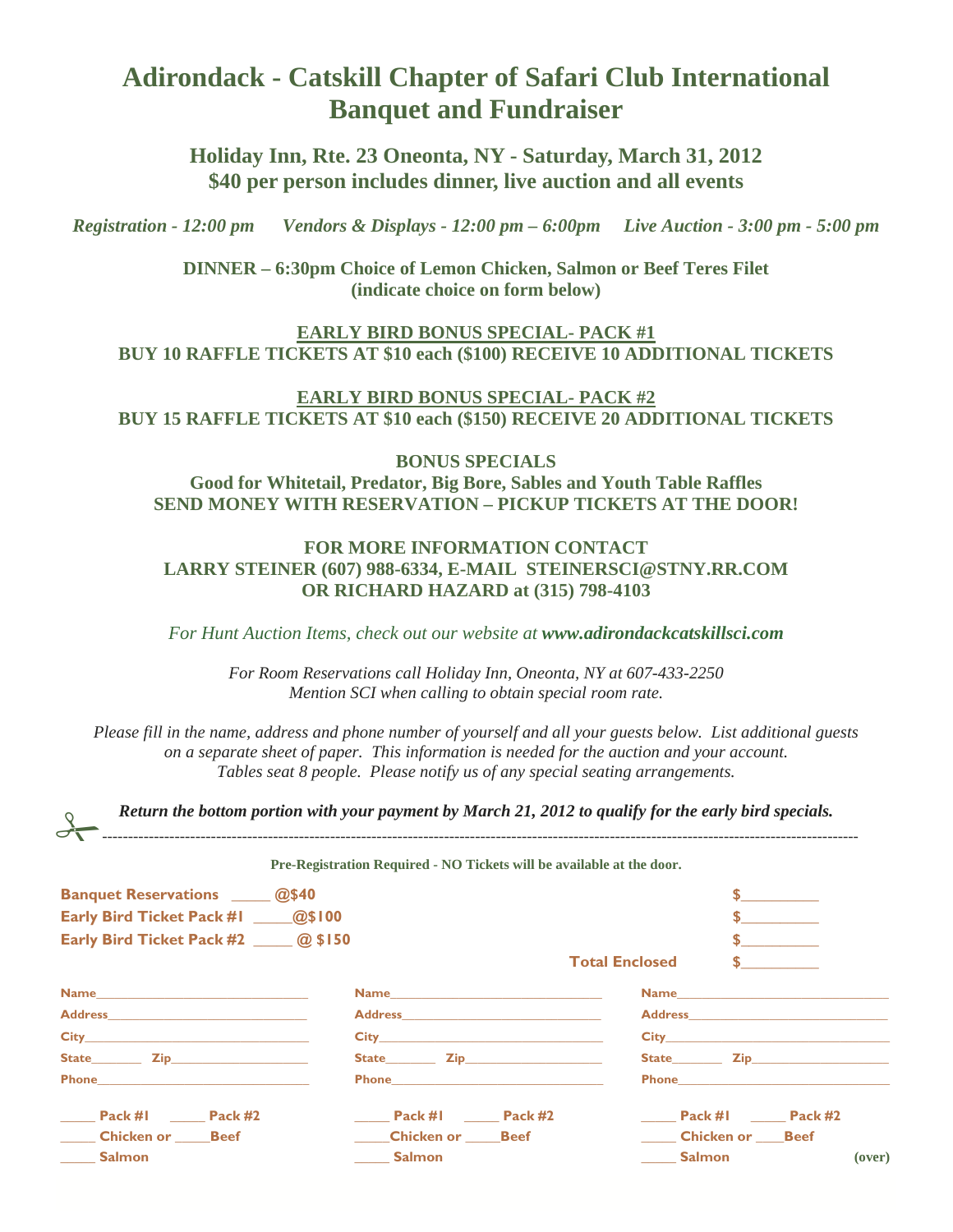# Adirondack - Catskill Chapter of Safari Club International
# Banquet and Fundraiser

**Holiday Inn, Rte. 23 Oneonta, NY - Saturday, March 31, 2012**
**$40 per person includes dinner, live auction and all events**

*Registration - 12:00 pm     Vendors & Displays - 12:00 pm – 6:00pm     Live Auction - 3:00 pm - 5:00 pm*

**DINNER – 6:30pm Choice of Lemon Chicken, Salmon or Beef Teres Filet**
**(indicate choice on form below)**

**EARLY BIRD BONUS SPECIAL- PACK #1**
**BUY 10 RAFFLE TICKETS AT $10 each ($100) RECEIVE 10 ADDITIONAL TICKETS**

**EARLY BIRD BONUS SPECIAL- PACK #2**
**BUY 15 RAFFLE TICKETS AT $10 each ($150) RECEIVE 20 ADDITIONAL TICKETS**

**BONUS SPECIALS**
**Good for Whitetail, Predator, Big Bore, Sables and Youth Table Raffles**
**SEND MONEY WITH RESERVATION – PICKUP TICKETS AT THE DOOR!**

**FOR MORE INFORMATION CONTACT**
**LARRY STEINER (607) 988-6334, E-MAIL STEINERSCI@STNY.RR.COM**
**OR RICHARD HAZARD at (315) 798-4103**

*For Hunt Auction Items, check out our website at* ***www.adirondackcatskillsci.com***

*For Room Reservations call Holiday Inn, Oneonta, NY at 607-433-2250*
*Mention SCI when calling to obtain special room rate.*

*Please fill in the name, address and phone number of yourself and all your guests below. List additional guests on a separate sheet of paper. This information is needed for the auction and your account. Tables seat 8 people. Please notify us of any special seating arrangements.*

***Return the bottom portion with your payment by March 21, 2012 to qualify for the early bird specials.***

---

**Pre-Registration Required - NO Tickets will be available at the door.**

**Banquet Reservations _____ @$40** $__________
**Early Bird Ticket Pack #1 _____@$100** $__________
**Early Bird Ticket Pack #2 _____ @ $150** $__________
**Total Enclosed** $__________

| | | |
|---|---|---|
| Name______________ | Name______________ | Name______________ |
| Address______________ | Address______________ | Address______________ |
| City______________ | City______________ | City______________ |
| State_______ Zip__________ | State_______ Zip__________ | State_______ Zip__________ |
| Phone______________ | Phone______________ | Phone______________ |
| _____ Pack #1 _____ Pack #2 | _____ Pack #1 _____ Pack #2 | _____ Pack #1 _____ Pack #2 |
| _____ Chicken or _____Beef | _____Chicken or _____Beef | _____ Chicken or ____Beef |
| _____ Salmon | _____ Salmon | _____ Salmon |

(over)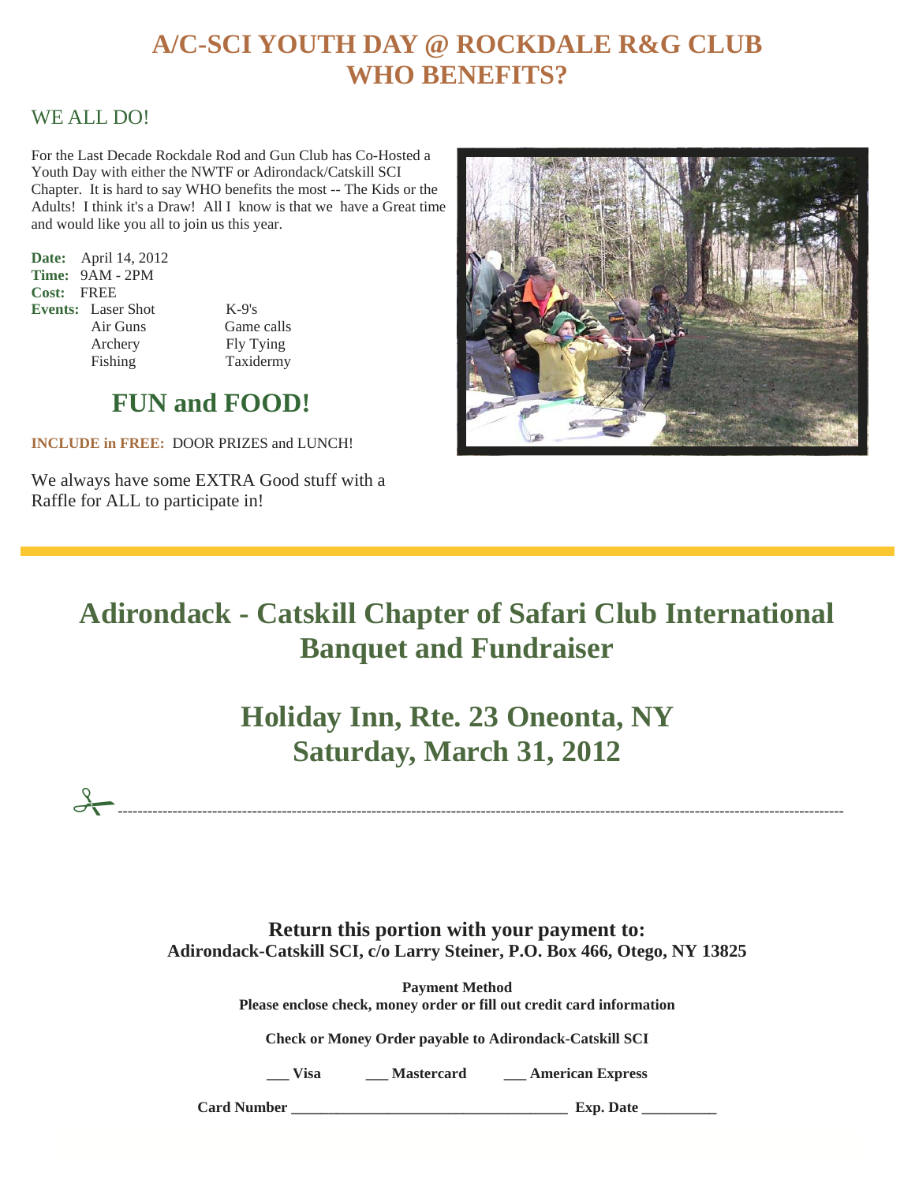# A/C-SCI YOUTH DAY @ ROCKDALE R&G CLUB
# WHO BENEFITS?

## WE ALL DO!

For the Last Decade Rockdale Rod and Gun Club has Co-Hosted a Youth Day with either the NWTF or Adirondack/Catskill SCI Chapter. It is hard to say WHO benefits the most -- The Kids or the Adults! I think it's a Draw! All I know is that we have a Great time and would like you all to join us this year.

**Date:** April 14, 2012
**Time:** 9AM - 2PM
**Cost:** FREE
**Events:**

- Laser Shot
- Air Guns
- Archery
- Fishing
- K-9's
- Game calls
- Fly Tying
- Taxidermy

## FUN and FOOD!

**INCLUDE in FREE:** DOOR PRIZES and LUNCH!

We always have some EXTRA Good stuff with a Raffle for ALL to participate in!

---

# Adirondack - Catskill Chapter of Safari Club International Banquet and Fundraiser

## Holiday Inn, Rte. 23 Oneonta, NY
## Saturday, March 31, 2012

-----------------------------------------------------------------------------------------------------------

**Return this portion with your payment to:**
**Adirondack-Catskill SCI, c/o Larry Steiner, P.O. Box 466, Otego, NY 13825**

**Payment Method**
**Please enclose check, money order or fill out credit card information**

**Check or Money Order payable to Adirondack-Catskill SCI**

**___ Visa** **___ Mastercard** **___ American Express**

**Card Number ____________________________________ Exp. Date __________**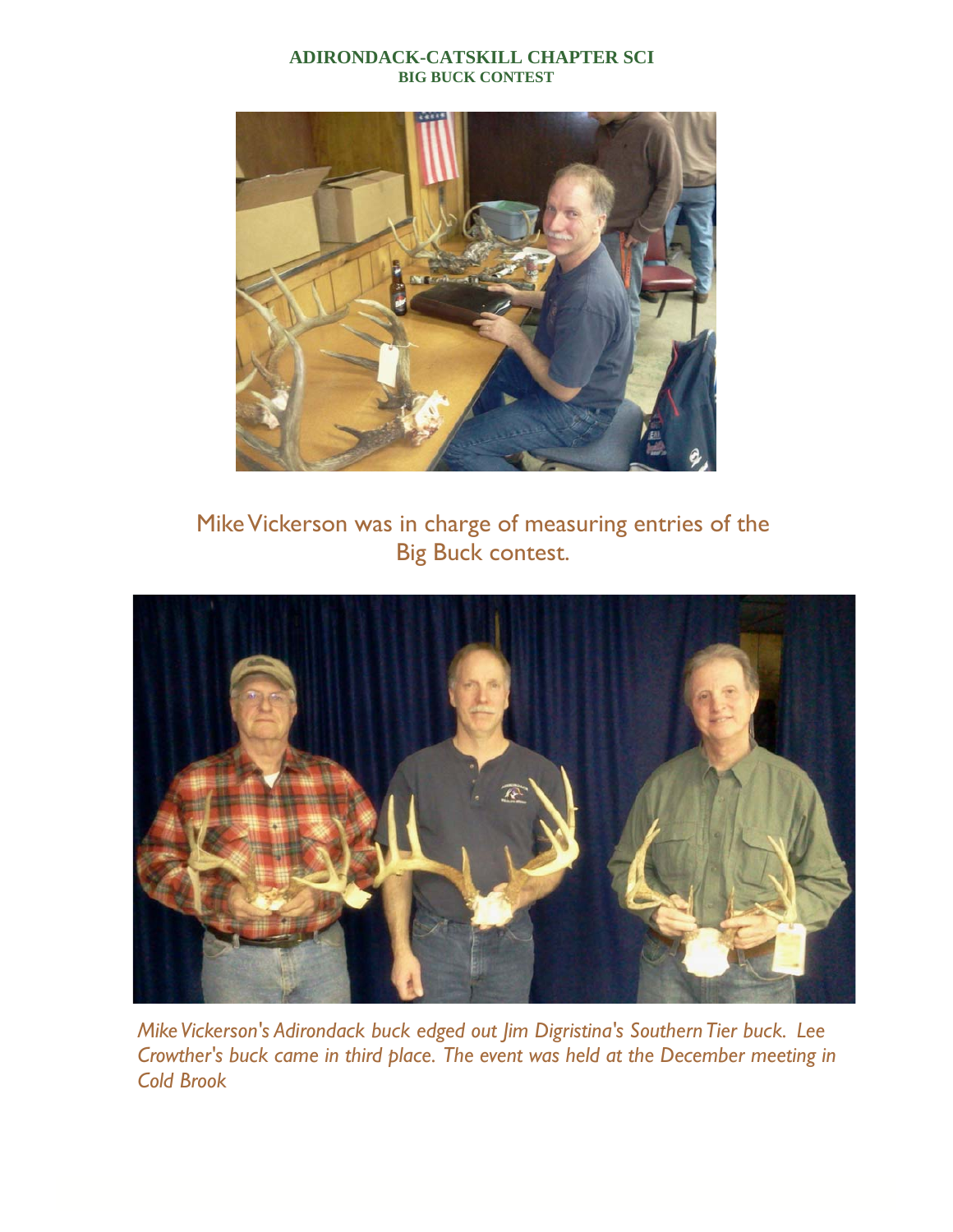**ADIRONDACK-CATSKILL CHAPTER SCI**
**BIG BUCK CONTEST**

Mike Vickerson was in charge of measuring entries of the Big Buck contest.

*Mike Vickerson's Adirondack buck edged out Jim Digristina's Southern Tier buck. Lee Crowther's buck came in third place. The event was held at the December meeting in Cold Brook*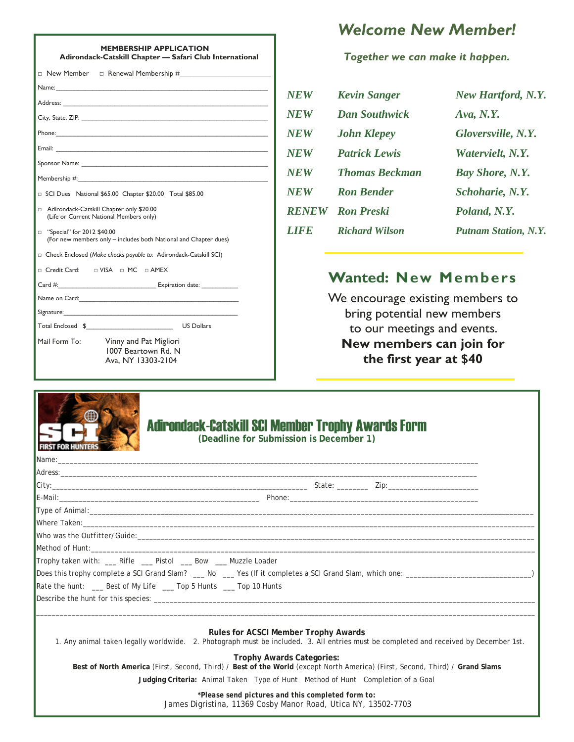**MEMBERSHIP APPLICATION**
**Adirondack-Catskill Chapter — Safari Club International**

□ New Member □ Renewal Membership #\_\_\_\_\_\_\_\_\_\_\_\_\_\_\_\_

Name:\_\_\_\_\_\_\_\_\_\_\_\_\_\_\_\_\_\_\_\_\_\_\_\_\_\_\_\_

Address: \_\_\_\_\_\_\_\_\_\_\_\_\_\_\_\_\_\_\_\_\_\_\_\_\_\_\_\_

City, State, ZIP: \_\_\_\_\_\_\_\_\_\_\_\_\_\_\_\_\_\_\_\_\_\_\_\_\_\_\_\_

Phone:\_\_\_\_\_\_\_\_\_\_\_\_\_\_\_\_\_\_\_\_\_\_\_\_\_\_\_\_

Email: \_\_\_\_\_\_\_\_\_\_\_\_\_\_\_\_\_\_\_\_\_\_\_\_\_\_\_\_

Sponsor Name: \_\_\_\_\_\_\_\_\_\_\_\_\_\_\_\_\_\_\_\_\_\_\_\_\_\_\_\_

Membership #:\_\_\_\_\_\_\_\_\_\_\_\_\_\_\_\_\_\_\_\_\_\_\_\_\_\_\_\_

□ SCI Dues National $65.00 Chapter $20.00 Total $85.00

□ Adirondack-Catskill Chapter only $20.00
(Life or Current National Members only)

□ "Special" for 2012 $40.00
(For new members only – includes both National and Chapter dues)

□ Check Enclosed (*Make checks payable to*: Adirondack-Catskill SCI)

□ Credit Card: □ VISA □ MC □ AMEX

Card #:\_\_\_\_\_\_\_\_\_\_\_\_\_\_\_\_\_\_\_\_ Expiration date: \_\_\_\_\_\_\_\_

Name on Card:\_\_\_\_\_\_\_\_\_\_\_\_\_\_\_\_\_\_\_\_\_\_\_\_\_\_\_\_

Signature:\_\_\_\_\_\_\_\_\_\_\_\_\_\_\_\_\_\_\_\_\_\_\_\_\_\_\_\_

Total Enclosed $\_\_\_\_\_\_\_\_\_\_\_\_\_\_\_\_\_\_ US Dollars

Mail Form To: Vinny and Pat Migliori
1007 Beartown Rd. N
Ava, NY 13303-2104

# *Welcome New Member!*

*Together we can make it happen.*

| | | |
|---|---|---|
| *NEW* | *Kevin Sanger* | *New Hartford, N.Y.* |
| *NEW* | *Dan Southwick* | *Ava, N.Y.* |
| *NEW* | *John Klepey* | *Gloversville, N.Y.* |
| *NEW* | *Patrick Lewis* | *Watervielt, N.Y.* |
| *NEW* | *Thomas Beckman* | *Bay Shore, N.Y.* |
| *NEW* | *Ron Bender* | *Schoharie, N.Y.* |
| *RENEW* | *Ron Preski* | *Poland, N.Y.* |
| *LIFE* | *Richard Wilson* | *Putnam Station, N.Y.* |

## Wanted: New Members

We encourage existing members to bring potential new members to our meetings and events.
**New members can join for the first year at $40**

## Adirondack-Catskill SCI Member Trophy Awards Form

**(Deadline for Submission is December 1)**

Name:\_\_\_\_\_\_\_\_\_\_\_\_\_\_\_\_\_\_\_\_\_\_\_\_\_\_\_\_

Adress:\_\_\_\_\_\_\_\_\_\_\_\_\_\_\_\_\_\_\_\_\_\_\_\_\_\_\_\_

City:\_\_\_\_\_\_\_\_\_\_\_\_\_\_\_\_\_\_\_\_ State: \_\_\_\_\_\_ Zip:\_\_\_\_\_\_\_\_\_\_\_\_

E-Mail:\_\_\_\_\_\_\_\_\_\_\_\_\_\_\_\_\_\_\_\_ Phone:\_\_\_\_\_\_\_\_\_\_\_\_\_\_\_\_\_\_\_\_

Type of Animal:\_\_\_\_\_\_\_\_\_\_\_\_\_\_\_\_\_\_\_\_\_\_\_\_\_\_\_\_

Where Taken:\_\_\_\_\_\_\_\_\_\_\_\_\_\_\_\_\_\_\_\_\_\_\_\_\_\_\_\_

Who was the Outfitter/Guide:\_\_\_\_\_\_\_\_\_\_\_\_\_\_\_\_\_\_\_\_\_\_\_\_\_\_\_\_

Method of Hunt:\_\_\_\_\_\_\_\_\_\_\_\_\_\_\_\_\_\_\_\_\_\_\_\_\_\_\_\_

Trophy taken with: \_\_\_ Rifle \_\_\_ Pistol \_\_\_ Bow \_\_\_ Muzzle Loader

Does this trophy complete a SCI Grand Slam? \_\_\_ No \_\_\_ Yes (If it completes a SCI Grand Slam, which one: \_\_\_\_\_\_\_\_\_\_\_\_\_\_\_\_\_\_\_\_)

Rate the hunt: \_\_\_ Best of My Life \_\_\_ Top 5 Hunts \_\_\_ Top 10 Hunts

Describe the hunt for this species: \_\_\_\_\_\_\_\_\_\_\_\_\_\_\_\_\_\_\_\_\_\_\_\_\_\_\_\_

\_\_\_\_\_\_\_\_\_\_\_\_\_\_\_\_\_\_\_\_\_\_\_\_\_\_\_\_

**Rules for ACSCI Member Trophy Awards**
1. Any animal taken legally worldwide. 2. Photograph must be included. 3. All entries must be completed and received by December 1st.

**Trophy Awards Categories:**
**Best of North America** (First, Second, Third) / **Best of the World** (except North America) (First, Second, Third) / **Grand Slams**

**Judging Criteria:** Animal Taken Type of Hunt Method of Hunt Completion of a Goal

***Please send pictures and this completed form to:**
James Digristina, 11369 Cosby Manor Road, Utica NY, 13502-7703